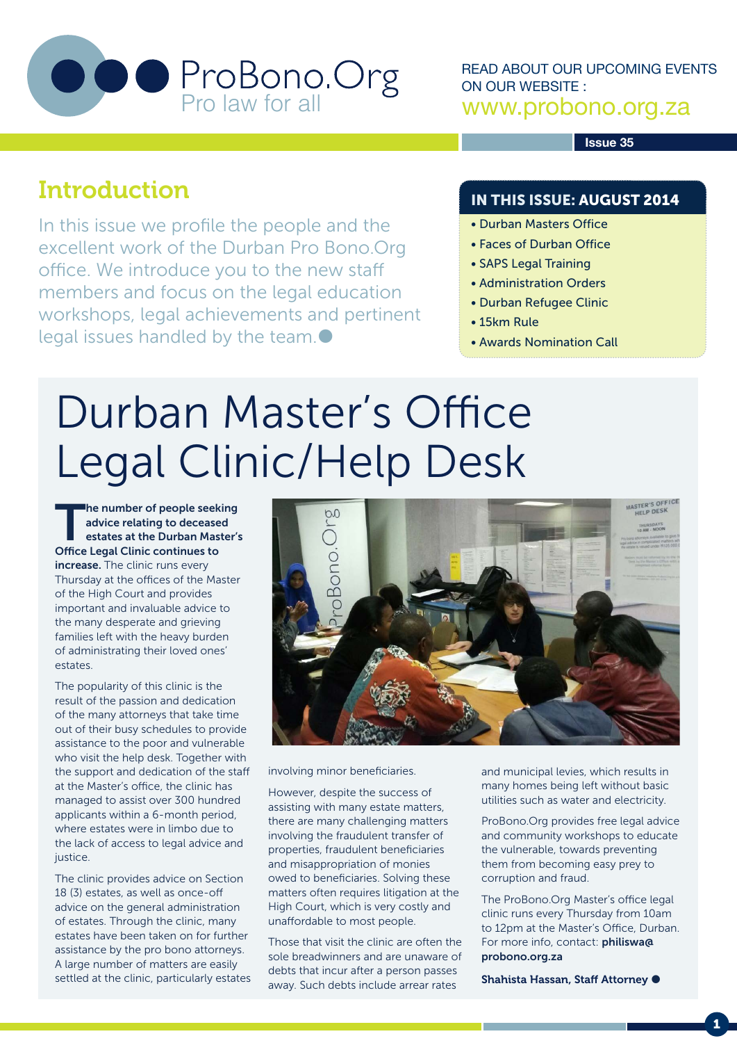# ProBono.Org

Pro law for all

READ ABOUT OUR UPCOMING EVENTS ON OUR WEBSITE :
www.probono.org.za

Issue 35

## Introduction

In this issue we profile the people and the excellent work of the Durban Pro Bono.Org office. We introduce you to the new staff members and focus on the legal education workshops, legal achievements and pertinent legal issues handled by the team.

### IN THIS ISSUE: AUGUST 2014

- Durban Masters Office
- Faces of Durban Office
- SAPS Legal Training
- Administration Orders
- Durban Refugee Clinic
- 15km Rule
- Awards Nomination Call

# Durban Master's Office Legal Clinic/Help Desk

**The number of people seeking advice relating to deceased estates at the Durban Master's Office Legal Clinic continues to increase.** The clinic runs every Thursday at the offices of the Master of the High Court and provides important and invaluable advice to the many desperate and grieving families left with the heavy burden of administrating their loved ones' estates.

The popularity of this clinic is the result of the passion and dedication of the many attorneys that take time out of their busy schedules to provide assistance to the poor and vulnerable who visit the help desk. Together with the support and dedication of the staff at the Master's office, the clinic has managed to assist over 300 hundred applicants within a 6-month period, where estates were in limbo due to the lack of access to legal advice and justice.

The clinic provides advice on Section 18 (3) estates, as well as once-off advice on the general administration of estates. Through the clinic, many estates have been taken on for further assistance by the pro bono attorneys. A large number of matters are easily settled at the clinic, particularly estates involving minor beneficiaries.

However, despite the success of assisting with many estate matters, there are many challenging matters involving the fraudulent transfer of properties, fraudulent beneficiaries and misappropriation of monies owed to beneficiaries. Solving these matters often requires litigation at the High Court, which is very costly and unaffordable to most people.

Those that visit the clinic are often the sole breadwinners and are unaware of debts that incur after a person passes away. Such debts include arrear rates and municipal levies, which results in many homes being left without basic utilities such as water and electricity.

ProBono.Org provides free legal advice and community workshops to educate the vulnerable, towards preventing them from becoming easy prey to corruption and fraud.

The ProBono.Org Master's office legal clinic runs every Thursday from 10am to 12pm at the Master's Office, Durban. For more info, contact: **philiswa@probono.org.za**

**Shahista Hassan, Staff Attorney**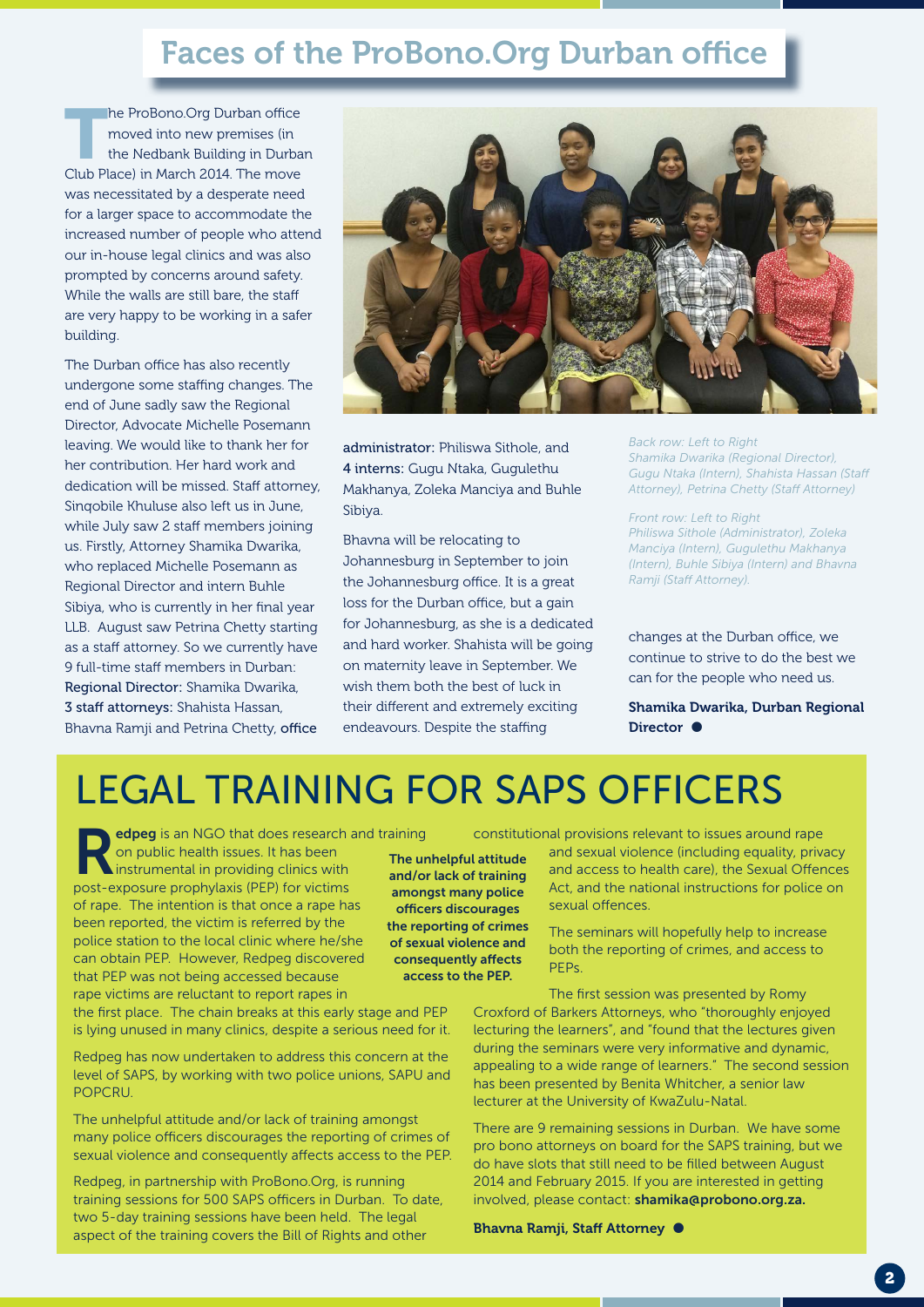# Faces of the ProBono.Org Durban office

The ProBono.Org Durban office moved into new premises (in the Nedbank Building in Durban Club Place) in March 2014. The move was necessitated by a desperate need for a larger space to accommodate the increased number of people who attend our in-house legal clinics and was also prompted by concerns around safety. While the walls are still bare, the staff are very happy to be working in a safer building.

The Durban office has also recently undergone some staffing changes. The end of June sadly saw the Regional Director, Advocate Michelle Posemann leaving. We would like to thank her for her contribution. Her hard work and dedication will be missed. Staff attorney, Sinqobile Khuluse also left us in June, while July saw 2 staff members joining us. Firstly, Attorney Shamika Dwarika, who replaced Michelle Posemann as Regional Director and intern Buhle Sibiya, who is currently in her final year LLB. August saw Petrina Chetty starting as a staff attorney. So we currently have 9 full-time staff members in Durban: **Regional Director:** Shamika Dwarika, **3 staff attorneys:** Shahista Hassan, Bhavna Ramji and Petrina Chetty, **office administrator:** Philiswa Sithole, and **4 interns:** Gugu Ntaka, Gugulethu Makhanya, Zoleka Manciya and Buhle Sibiya.

Bhavna will be relocating to Johannesburg in September to join the Johannesburg office. It is a great loss for the Durban office, but a gain for Johannesburg, as she is a dedicated and hard worker. Shahista will be going on maternity leave in September. We wish them both the best of luck in their different and extremely exciting endeavours. Despite the staffing changes at the Durban office, we continue to strive to do the best we can for the people who need us.

*Back row: Left to Right*
*Shamika Dwarika (Regional Director), Gugu Ntaka (Intern), Shahista Hassan (Staff Attorney), Petrina Chetty (Staff Attorney)*

*Front row: Left to Right*
*Philiswa Sithole (Administrator), Zoleka Manciya (Intern), Gugulethu Makhanya (Intern), Buhle Sibiya (Intern) and Bhavna Ramji (Staff Attorney).*

**Shamika Dwarika, Durban Regional Director**

# LEGAL TRAINING FOR SAPS OFFICERS

**Redpeg** is an NGO that does research and training on public health issues. It has been instrumental in providing clinics with post-exposure prophylaxis (PEP) for victims of rape. The intention is that once a rape has been reported, the victim is referred by the police station to the local clinic where he/she can obtain PEP. However, Redpeg discovered that PEP was not being accessed because rape victims are reluctant to report rapes in the first place. The chain breaks at this early stage and PEP is lying unused in many clinics, despite a serious need for it.

Redpeg has now undertaken to address this concern at the level of SAPS, by working with two police unions, SAPU and POPCRU.

The unhelpful attitude and/or lack of training amongst many police officers discourages the reporting of crimes of sexual violence and consequently affects access to the PEP.

**The unhelpful attitude and/or lack of training amongst many police officers discourages the reporting of crimes of sexual violence and consequently affects access to the PEP.**

Redpeg, in partnership with ProBono.Org, is running training sessions for 500 SAPS officers in Durban. To date, two 5-day training sessions have been held. The legal aspect of the training covers the Bill of Rights and other constitutional provisions relevant to issues around rape and sexual violence (including equality, privacy and access to health care), the Sexual Offences Act, and the national instructions for police on sexual offences.

The seminars will hopefully help to increase both the reporting of crimes, and access to PEPs.

The first session was presented by Romy Croxford of Barkers Attorneys, who "thoroughly enjoyed lecturing the learners", and "found that the lectures given during the seminars were very informative and dynamic, appealing to a wide range of learners." The second session has been presented by Benita Whitcher, a senior law lecturer at the University of KwaZulu-Natal.

There are 9 remaining sessions in Durban. We have some pro bono attorneys on board for the SAPS training, but we do have slots that still need to be filled between August 2014 and February 2015. If you are interested in getting involved, please contact: **shamika@probono.org.za.**

**Bhavna Ramji, Staff Attorney**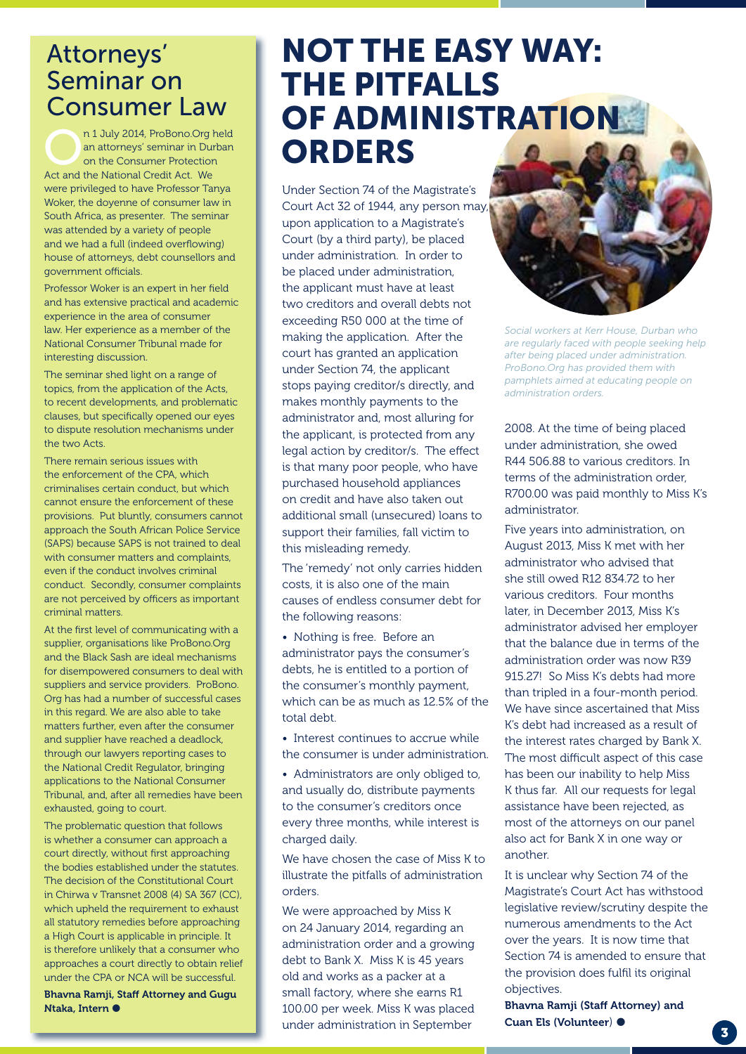## Attorneys' Seminar on Consumer Law

On 1 July 2014, ProBono.Org held an attorneys' seminar in Durban on the Consumer Protection Act and the National Credit Act. We were privileged to have Professor Tanya Woker, the doyenne of consumer law in South Africa, as presenter. The seminar was attended by a variety of people and we had a full (indeed overflowing) house of attorneys, debt counsellors and government officials.

Professor Woker is an expert in her field and has extensive practical and academic experience in the area of consumer law. Her experience as a member of the National Consumer Tribunal made for interesting discussion.

The seminar shed light on a range of topics, from the application of the Acts, to recent developments, and problematic clauses, but specifically opened our eyes to dispute resolution mechanisms under the two Acts.

There remain serious issues with the enforcement of the CPA, which criminalises certain conduct, but which cannot ensure the enforcement of these provisions. Put bluntly, consumers cannot approach the South African Police Service (SAPS) because SAPS is not trained to deal with consumer matters and complaints, even if the conduct involves criminal conduct. Secondly, consumer complaints are not perceived by officers as important criminal matters.

At the first level of communicating with a supplier, organisations like ProBono.Org and the Black Sash are ideal mechanisms for disempowered consumers to deal with suppliers and service providers. ProBono.Org has had a number of successful cases in this regard. We are also able to take matters further, even after the consumer and supplier have reached a deadlock, through our lawyers reporting cases to the National Credit Regulator, bringing applications to the National Consumer Tribunal, and, after all remedies have been exhausted, going to court.

The problematic question that follows is whether a consumer can approach a court directly, without first approaching the bodies established under the statutes. The decision of the Constitutional Court in Chirwa v Transnet 2008 (4) SA 367 (CC), which upheld the requirement to exhaust all statutory remedies before approaching a High Court is applicable in principle. It is therefore unlikely that a consumer who approaches a court directly to obtain relief under the CPA or NCA will be successful.

**Bhavna Ramji, Staff Attorney and Gugu Ntaka, Intern** ●

# NOT THE EASY WAY: THE PITFALLS OF ADMINISTRATION ORDERS

Under Section 74 of the Magistrate's Court Act 32 of 1944, any person may, upon application to a Magistrate's Court (by a third party), be placed under administration. In order to be placed under administration, the applicant must have at least two creditors and overall debts not exceeding R50 000 at the time of making the application. After the court has granted an application under Section 74, the applicant stops paying creditor/s directly, and makes monthly payments to the administrator and, most alluring for the applicant, is protected from any legal action by creditor/s. The effect is that many poor people, who have purchased household appliances on credit and have also taken out additional small (unsecured) loans to support their families, fall victim to this misleading remedy.

The 'remedy' not only carries hidden costs, it is also one of the main causes of endless consumer debt for the following reasons:

- Nothing is free. Before an administrator pays the consumer's debts, he is entitled to a portion of the consumer's monthly payment, which can be as much as 12.5% of the total debt.
- Interest continues to accrue while the consumer is under administration.
- Administrators are only obliged to, and usually do, distribute payments to the consumer's creditors once every three months, while interest is charged daily.

We have chosen the case of Miss K to illustrate the pitfalls of administration orders.

We were approached by Miss K on 24 January 2014, regarding an administration order and a growing debt to Bank X. Miss K is 45 years old and works as a packer at a small factory, where she earns R1 100.00 per week. Miss K was placed under administration in September 2008. At the time of being placed under administration, she owed R44 506.88 to various creditors. In terms of the administration order, R700.00 was paid monthly to Miss K's administrator.

*Social workers at Kerr House, Durban who are regularly faced with people seeking help after being placed under administration. ProBono.Org has provided them with pamphlets aimed at educating people on administration orders.*

Five years into administration, on August 2013, Miss K met with her administrator who advised that she still owed R12 834.72 to her various creditors. Four months later, in December 2013, Miss K's administrator advised her employer that the balance due in terms of the administration order was now R39 915.27! So Miss K's debts had more than tripled in a four-month period. We have since ascertained that Miss K's debt had increased as a result of the interest rates charged by Bank X. The most difficult aspect of this case has been our inability to help Miss K thus far. All our requests for legal assistance have been rejected, as most of the attorneys on our panel also act for Bank X in one way or another.

It is unclear why Section 74 of the Magistrate's Court Act has withstood legislative review/scrutiny despite the numerous amendments to the Act over the years. It is now time that Section 74 is amended to ensure that the provision does fulfil its original objectives.

**Bhavna Ramji (Staff Attorney) and Cuan Els (Volunteer)** ●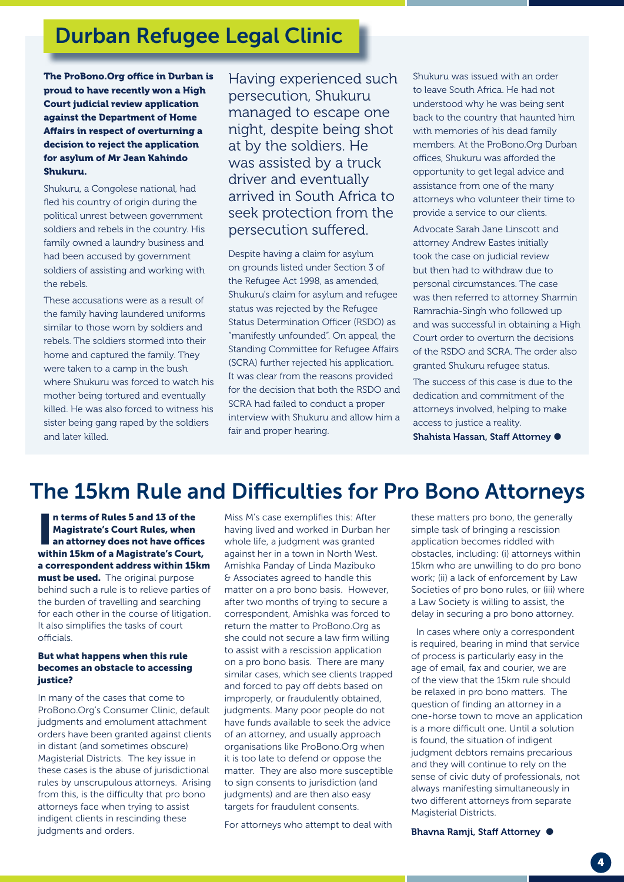## Durban Refugee Legal Clinic

**The ProBono.Org office in Durban is proud to have recently won a High Court judicial review application against the Department of Home Affairs in respect of overturning a decision to reject the application for asylum of Mr Jean Kahindo Shukuru.**

Shukuru, a Congolese national, had fled his country of origin during the political unrest between government soldiers and rebels in the country. His family owned a laundry business and had been accused by government soldiers of assisting and working with the rebels.

These accusations were as a result of the family having laundered uniforms similar to those worn by soldiers and rebels. The soldiers stormed into their home and captured the family. They were taken to a camp in the bush where Shukuru was forced to watch his mother being tortured and eventually killed. He was also forced to witness his sister being gang raped by the soldiers and later killed.

Having experienced such persecution, Shukuru managed to escape one night, despite being shot at by the soldiers. He was assisted by a truck driver and eventually arrived in South Africa to seek protection from the persecution suffered.

Despite having a claim for asylum on grounds listed under Section 3 of the Refugee Act 1998, as amended, Shukuru's claim for asylum and refugee status was rejected by the Refugee Status Determination Officer (RSDO) as "manifestly unfounded". On appeal, the Standing Committee for Refugee Affairs (SCRA) further rejected his application. It was clear from the reasons provided for the decision that both the RSDO and SCRA had failed to conduct a proper interview with Shukuru and allow him a fair and proper hearing.

Shukuru was issued with an order to leave South Africa. He had not understood why he was being sent back to the country that haunted him with memories of his dead family members. At the ProBono.Org Durban offices, Shukuru was afforded the opportunity to get legal advice and assistance from one of the many attorneys who volunteer their time to provide a service to our clients.

Advocate Sarah Jane Linscott and attorney Andrew Eastes initially took the case on judicial review but then had to withdraw due to personal circumstances. The case was then referred to attorney Sharmin Ramrachia-Singh who followed up and was successful in obtaining a High Court order to overturn the decisions of the RSDO and SCRA. The order also granted Shukuru refugee status.

The success of this case is due to the dedication and commitment of the attorneys involved, helping to make access to justice a reality.

**Shahista Hassan, Staff Attorney**

## The 15km Rule and Difficulties for Pro Bono Attorneys

**In terms of Rules 5 and 13 of the Magistrate's Court Rules, when an attorney does not have offices within 15km of a Magistrate's Court, a correspondent address within 15km must be used.** The original purpose behind such a rule is to relieve parties of the burden of travelling and searching for each other in the course of litigation. It also simplifies the tasks of court officials.

**But what happens when this rule becomes an obstacle to accessing justice?**

In many of the cases that come to ProBono.Org's Consumer Clinic, default judgments and emolument attachment orders have been granted against clients in distant (and sometimes obscure) Magisterial Districts. The key issue in these cases is the abuse of jurisdictional rules by unscrupulous attorneys. Arising from this, is the difficulty that pro bono attorneys face when trying to assist indigent clients in rescinding these judgments and orders.

Miss M's case exemplifies this: After having lived and worked in Durban her whole life, a judgment was granted against her in a town in North West. Amishka Panday of Linda Mazibuko & Associates agreed to handle this matter on a pro bono basis. However, after two months of trying to secure a correspondent, Amishka was forced to return the matter to ProBono.Org as she could not secure a law firm willing to assist with a rescission application on a pro bono basis. There are many similar cases, which see clients trapped and forced to pay off debts based on improperly, or fraudulently obtained, judgments. Many poor people do not have funds available to seek the advice of an attorney, and usually approach organisations like ProBono.Org when it is too late to defend or oppose the matter. They are also more susceptible to sign consents to jurisdiction (and judgments) and are then also easy targets for fraudulent consents.

For attorneys who attempt to deal with these matters pro bono, the generally simple task of bringing a rescission application becomes riddled with obstacles, including: (i) attorneys within 15km who are unwilling to do pro bono work; (ii) a lack of enforcement by Law Societies of pro bono rules, or (iii) where a Law Society is willing to assist, the delay in securing a pro bono attorney.

In cases where only a correspondent is required, bearing in mind that service of process is particularly easy in the age of email, fax and courier, we are of the view that the 15km rule should be relaxed in pro bono matters. The question of finding an attorney in a one-horse town to move an application is a more difficult one. Until a solution is found, the situation of indigent judgment debtors remains precarious and they will continue to rely on the sense of civic duty of professionals, not always manifesting simultaneously in two different attorneys from separate Magisterial Districts.

**Bhavna Ramji, Staff Attorney**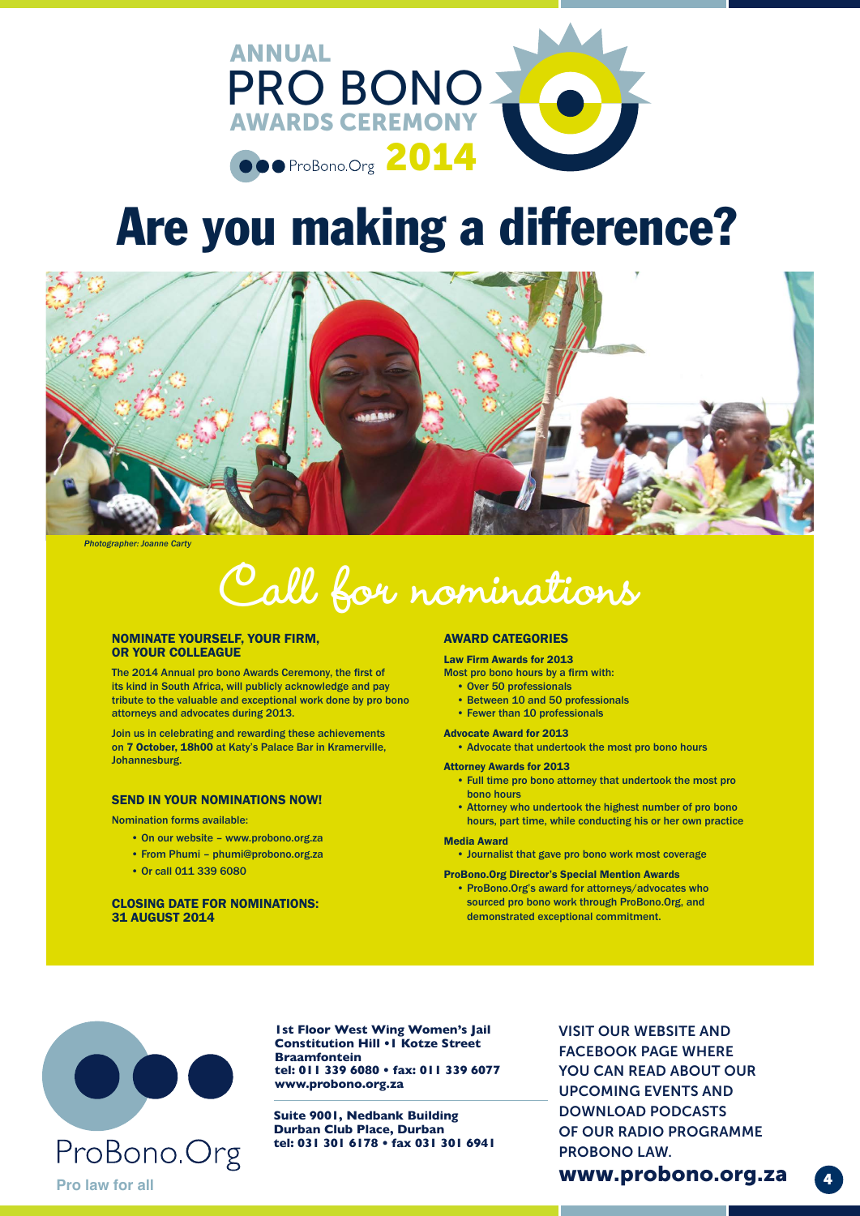**ANNUAL**
**PRO BONO**
**AWARDS CEREMONY**
ProBono.Org **2014**

# Are you making a difference?

*Photographer: Joanne Carty*

## Call for nominations

### NOMINATE YOURSELF, YOUR FIRM, OR YOUR COLLEAGUE

The 2014 Annual pro bono Awards Ceremony, the first of its kind in South Africa, will publicly acknowledge and pay tribute to the valuable and exceptional work done by pro bono attorneys and advocates during 2013.

Join us in celebrating and rewarding these achievements on **7 October, 18h00** at Katy's Palace Bar in Kramerville, Johannesburg.

### SEND IN YOUR NOMINATIONS NOW!

Nomination forms available:

- On our website – www.probono.org.za
- From Phumi – phumi@probono.org.za
- Or call 011 339 6080

### CLOSING DATE FOR NOMINATIONS: 31 AUGUST 2014

### AWARD CATEGORIES

**Law Firm Awards for 2013**

Most pro bono hours by a firm with:

- Over 50 professionals
- Between 10 and 50 professionals
- Fewer than 10 professionals

**Advocate Award for 2013**

- Advocate that undertook the most pro bono hours

**Attorney Awards for 2013**

- Full time pro bono attorney that undertook the most pro bono hours
- Attorney who undertook the highest number of pro bono hours, part time, while conducting his or her own practice

**Media Award**

- Journalist that gave pro bono work most coverage

**ProBono.Org Director's Special Mention Awards**

- ProBono.Org's award for attorneys/advocates who sourced pro bono work through ProBono.Org, and demonstrated exceptional commitment.

ProBono.Org
Pro law for all

**1st Floor West Wing Women's Jail**
**Constitution Hill • 1 Kotze Street**
**Braamfontein**
**tel: 011 339 6080 • fax: 011 339 6077**
**www.probono.org.za**

**Suite 9001, Nedbank Building**
**Durban Club Place, Durban**
**tel: 031 301 6178 • fax 031 301 6941**

VISIT OUR WEBSITE AND FACEBOOK PAGE WHERE YOU CAN READ ABOUT OUR UPCOMING EVENTS AND DOWNLOAD PODCASTS OF OUR RADIO PROGRAMME PROBONO LAW.

**www.probono.org.za**